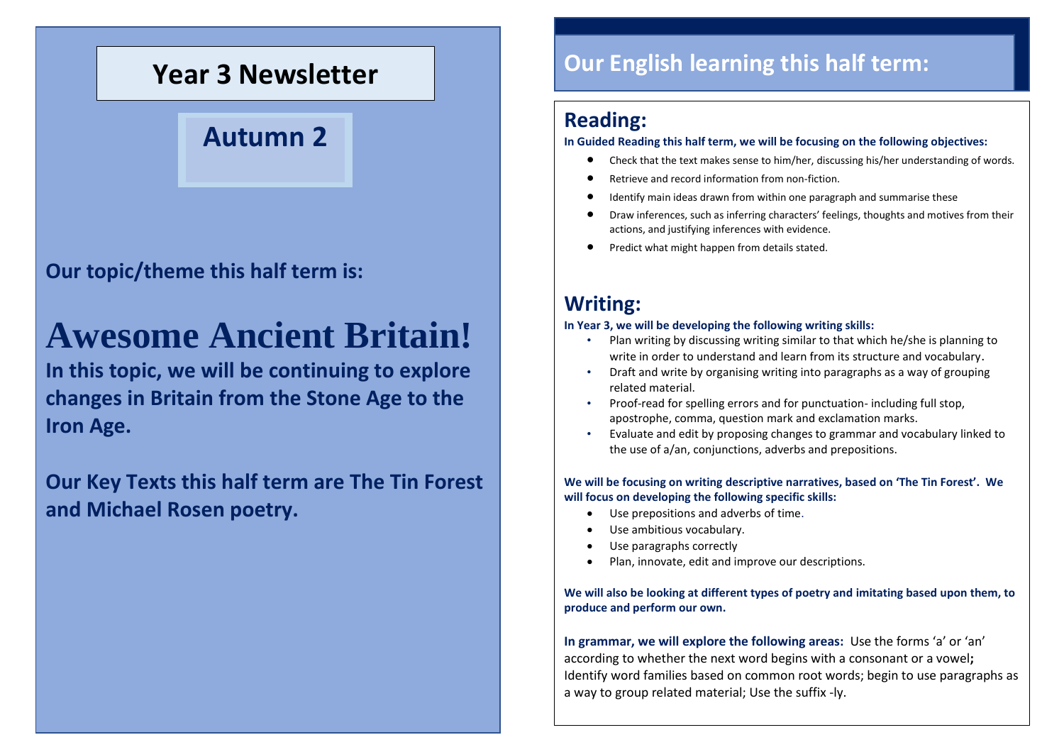# Year 3 Newsletter

## Autumn 2

**Our topic/theme this half term is:**

# Awesome Ancient Britain!

**In this topic, we will be continuing to explore changes in Britain from the Stone Age to the Iron Age.**

**Our Key Texts this half term are The Tin Forest and Michael Rosen poetry.**

## Our English learning this half term:

## Reading:

**In Guided Reading this half term, we will be focusing on the following objectives:**

- Check that the text makes sense to him/her, discussing his/her understanding of words.
- Retrieve and record information from non-fiction.
- Identify main ideas drawn from within one paragraph and summarise these
- Draw inferences, such as inferring characters' feelings, thoughts and motives from their actions, and justifying inferences with evidence.
- Predict what might happen from details stated.

## Writing:

**In Year 3, we will be developing the following writing skills:**

- Plan writing by discussing writing similar to that which he/she is planning to write in order to understand and learn from its structure and vocabulary.
- Draft and write by organising writing into paragraphs as a way of grouping related material.
- Proof-read for spelling errors and for punctuation- including full stop, apostrophe, comma, question mark and exclamation marks.
- Evaluate and edit by proposing changes to grammar and vocabulary linked to the use of a/an, conjunctions, adverbs and prepositions.

**We will be focusing on writing descriptive narratives, based on 'The Tin Forest'. We will focus on developing the following specific skills:**

- Use prepositions and adverbs of time.
- Use ambitious vocabulary.
- Use paragraphs correctly
- Plan, innovate, edit and improve our descriptions.

**We will also be looking at different types of poetry and imitating based upon them, to produce and perform our own.**

**In grammar, we will explore the following areas:** Use the forms 'a' or 'an' according to whether the next word begins with a consonant or a vowel**;** Identify word families based on common root words; begin to use paragraphs as a way to group related material; Use the suffix -ly.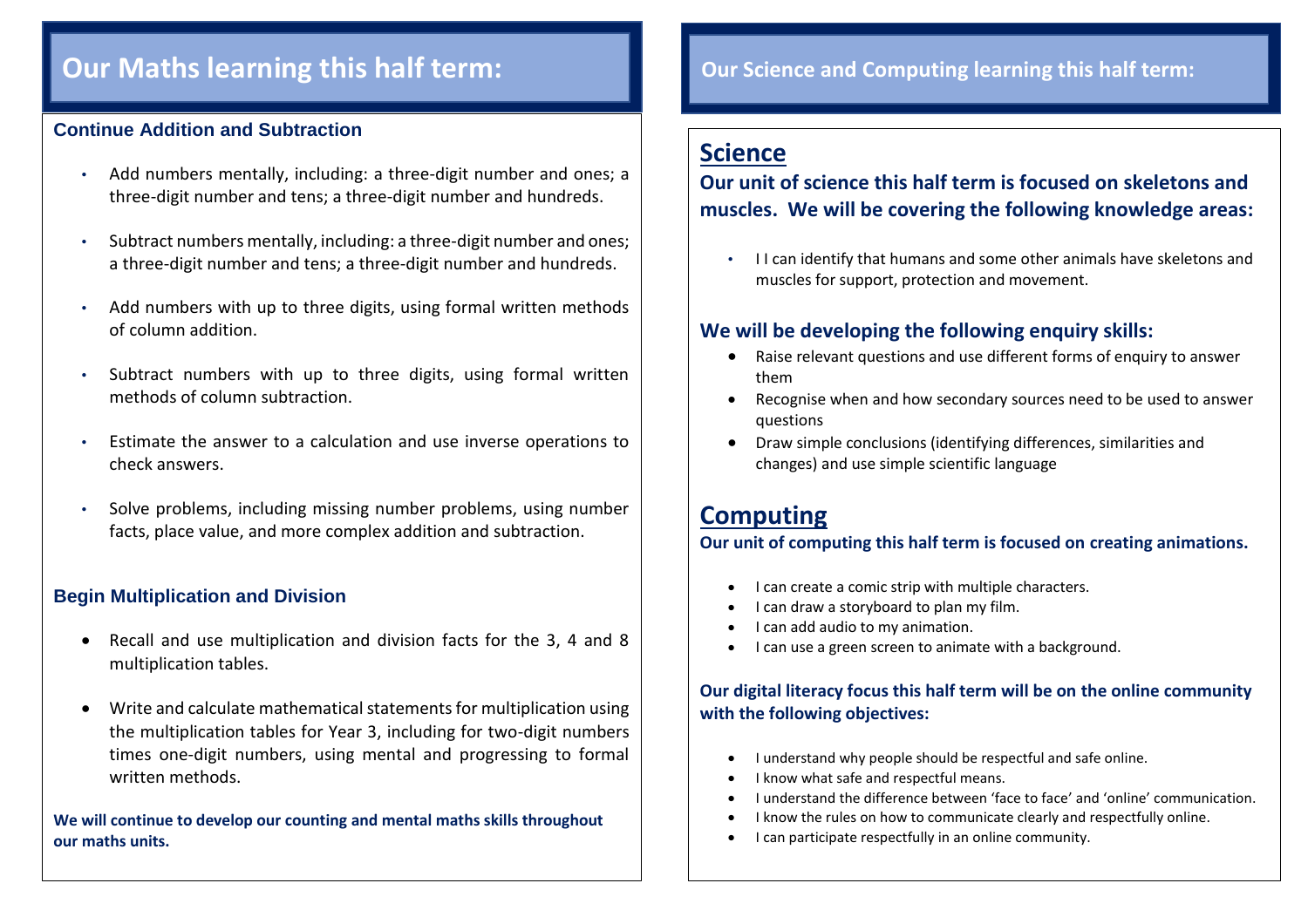## Our Maths learning this half term:

### Continue Addition and Subtraction

- Add numbers mentally, including: a three-digit number and ones; a three-digit number and tens; a three-digit number and hundreds.
- Subtract numbers mentally, including: a three-digit number and ones; a three-digit number and tens; a three-digit number and hundreds.
- Add numbers with up to three digits, using formal written methods of column addition.
- Subtract numbers with up to three digits, using formal written methods of column subtraction.
- Estimate the answer to a calculation and use inverse operations to check answers.
- Solve problems, including missing number problems, using number facts, place value, and more complex addition and subtraction.

### Begin Multiplication and Division

- Recall and use multiplication and division facts for the 3, 4 and 8 multiplication tables.
- Write and calculate mathematical statements for multiplication using the multiplication tables for Year 3, including for two-digit numbers times one-digit numbers, using mental and progressing to formal written methods.

**We will continue to develop our counting and mental maths skills throughout our maths units.**

## Our Science and Computing learning this half term:

### Science

**Our unit of science this half term is focused on skeletons and muscles. We will be covering the following knowledge areas:**

- I I can identify that humans and some other animals have skeletons and muscles for support, protection and movement.

**We will be developing the following enquiry skills:**

- Raise relevant questions and use different forms of enquiry to answer them
- Recognise when and how secondary sources need to be used to answer questions
- Draw simple conclusions (identifying differences, similarities and changes) and use simple scientific language

### Computing

**Our unit of computing this half term is focused on creating animations.**

- I can create a comic strip with multiple characters.
- I can draw a storyboard to plan my film.
- I can add audio to my animation.
- I can use a green screen to animate with a background.

**Our digital literacy focus this half term will be on the online community with the following objectives:**

- I understand why people should be respectful and safe online.
- I know what safe and respectful means.
- I understand the difference between 'face to face' and 'online' communication.
- I know the rules on how to communicate clearly and respectfully online.
- I can participate respectfully in an online community.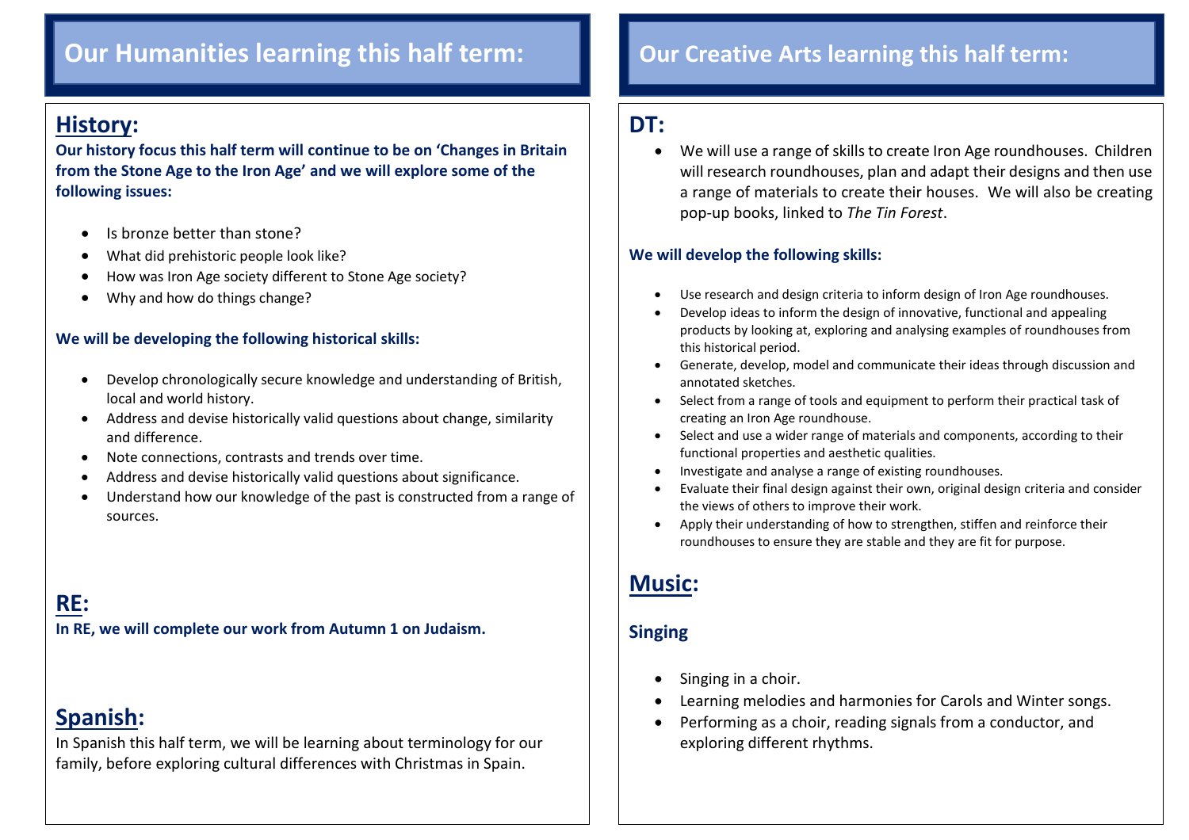## Our Humanities learning this half term:

### History:

**Our history focus this half term will continue to be on 'Changes in Britain from the Stone Age to the Iron Age' and we will explore some of the following issues:**

- Is bronze better than stone?
- What did prehistoric people look like?
- How was Iron Age society different to Stone Age society?
- Why and how do things change?

**We will be developing the following historical skills:**

- Develop chronologically secure knowledge and understanding of British, local and world history.
- Address and devise historically valid questions about change, similarity and difference.
- Note connections, contrasts and trends over time.
- Address and devise historically valid questions about significance.
- Understand how our knowledge of the past is constructed from a range of sources.

### RE:

**In RE, we will complete our work from Autumn 1 on Judaism.**

### Spanish:

In Spanish this half term, we will be learning about terminology for our family, before exploring cultural differences with Christmas in Spain.

## Our Creative Arts learning this half term:

### DT:

- We will use a range of skills to create Iron Age roundhouses. Children will research roundhouses, plan and adapt their designs and then use a range of materials to create their houses. We will also be creating pop-up books, linked to *The Tin Forest*.

**We will develop the following skills:**

- Use research and design criteria to inform design of Iron Age roundhouses.
- Develop ideas to inform the design of innovative, functional and appealing products by looking at, exploring and analysing examples of roundhouses from this historical period.
- Generate, develop, model and communicate their ideas through discussion and annotated sketches.
- Select from a range of tools and equipment to perform their practical task of creating an Iron Age roundhouse.
- Select and use a wider range of materials and components, according to their functional properties and aesthetic qualities.
- Investigate and analyse a range of existing roundhouses.
- Evaluate their final design against their own, original design criteria and consider the views of others to improve their work.
- Apply their understanding of how to strengthen, stiffen and reinforce their roundhouses to ensure they are stable and they are fit for purpose.

### Music:

**Singing**

- Singing in a choir.
- Learning melodies and harmonies for Carols and Winter songs.
- Performing as a choir, reading signals from a conductor, and exploring different rhythms.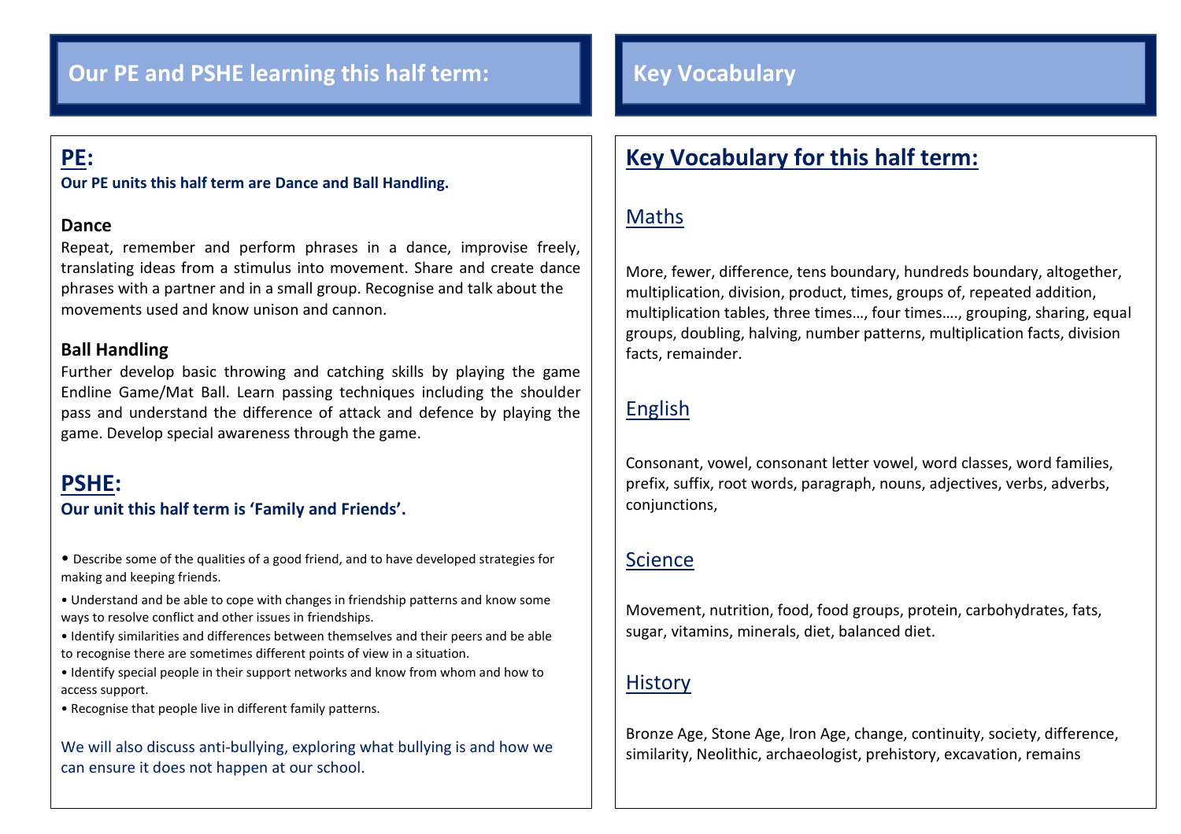## Our PE and PSHE learning this half term:

### PE:

**Our PE units this half term are Dance and Ball Handling.**

**Dance**

Repeat, remember and perform phrases in a dance, improvise freely, translating ideas from a stimulus into movement. Share and create dance phrases with a partner and in a small group. Recognise and talk about the movements used and know unison and cannon.

**Ball Handling**

Further develop basic throwing and catching skills by playing the game Endline Game/Mat Ball. Learn passing techniques including the shoulder pass and understand the difference of attack and defence by playing the game. Develop special awareness through the game.

### PSHE:

**Our unit this half term is 'Family and Friends'.**

- Describe some of the qualities of a good friend, and to have developed strategies for making and keeping friends.
- Understand and be able to cope with changes in friendship patterns and know some ways to resolve conflict and other issues in friendships.
- Identify similarities and differences between themselves and their peers and be able to recognise there are sometimes different points of view in a situation.
- Identify special people in their support networks and know from whom and how to access support.
- Recognise that people live in different family patterns.

We will also discuss anti-bullying, exploring what bullying is and how we can ensure it does not happen at our school.

## Key Vocabulary

### Key Vocabulary for this half term:

#### Maths

More, fewer, difference, tens boundary, hundreds boundary, altogether, multiplication, division, product, times, groups of, repeated addition, multiplication tables, three times…, four times…., grouping, sharing, equal groups, doubling, halving, number patterns, multiplication facts, division facts, remainder.

#### English

Consonant, vowel, consonant letter vowel, word classes, word families, prefix, suffix, root words, paragraph, nouns, adjectives, verbs, adverbs, conjunctions,

#### Science

Movement, nutrition, food, food groups, protein, carbohydrates, fats, sugar, vitamins, minerals, diet, balanced diet.

#### History

Bronze Age, Stone Age, Iron Age, change, continuity, society, difference, similarity, Neolithic, archaeologist, prehistory, excavation, remains